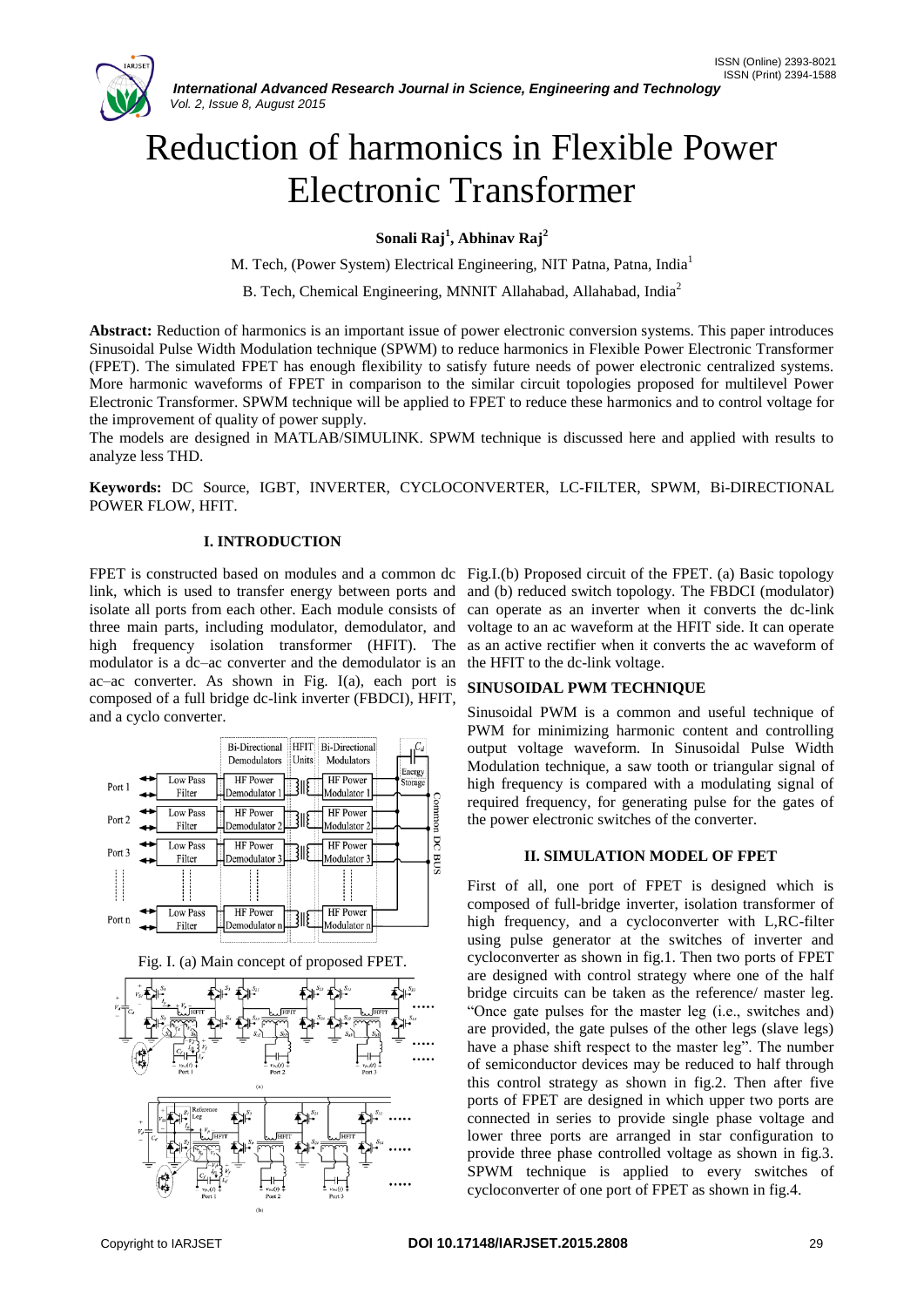# Reduction of harmonics in Flexible Power Electronic Transformer

**Sonali Raj[1], Abhinav Raj[2]**

M. Tech, (Power System) Electrical Engineering, NIT Patna, Patna, India[1]

B. Tech, Chemical Engineering, MNNIT Allahabad, Allahabad, India[2]

**Abstract:** Reduction of harmonics is an important issue of power electronic conversion systems. This paper introduces Sinusoidal Pulse Width Modulation technique (SPWM) to reduce harmonics in Flexible Power Electronic Transformer (FPET). The simulated FPET has enough flexibility to satisfy future needs of power electronic centralized systems. More harmonic waveforms of FPET in comparison to the similar circuit topologies proposed for multilevel Power Electronic Transformer. SPWM technique will be applied to FPET to reduce these harmonics and to control voltage for the improvement of quality of power supply.

The models are designed in MATLAB/SIMULINK. SPWM technique is discussed here and applied with results to analyze less THD.

**Keywords:** DC Source, IGBT, INVERTER, CYCLOCONVERTER, LC-FILTER, SPWM, Bi-DIRECTIONAL POWER FLOW, HFIT.

## I. INTRODUCTION

FPET is constructed based on modules and a common dc link, which is used to transfer energy between ports and isolate all ports from each other. Each module consists of three main parts, including modulator, demodulator, and high frequency isolation transformer (HFIT). The modulator is a dc–ac converter and the demodulator is an ac–ac converter. As shown in Fig. I(a), each port is composed of a full bridge dc-link inverter (FBDCI), HFIT, and a cyclo converter.

Fig. I. (a) Main concept of proposed FPET.

Fig.I.(b) Proposed circuit of the FPET. (a) Basic topology and (b) reduced switch topology. The FBDCI (modulator) can operate as an inverter when it converts the dc-link voltage to an ac waveform at the HFIT side. It can operate as an active rectifier when it converts the ac waveform of the HFIT to the dc-link voltage.

### SINUSOIDAL PWM TECHNIQUE

Sinusoidal PWM is a common and useful technique of PWM for minimizing harmonic content and controlling output voltage waveform. In Sinusoidal Pulse Width Modulation technique, a saw tooth or triangular signal of high frequency is compared with a modulating signal of required frequency, for generating pulse for the gates of the power electronic switches of the converter.

## II. SIMULATION MODEL OF FPET

First of all, one port of FPET is designed which is composed of full-bridge inverter, isolation transformer of high frequency, and a cycloconverter with L,RC-filter using pulse generator at the switches of inverter and cycloconverter as shown in fig.1. Then two ports of FPET are designed with control strategy where one of the half bridge circuits can be taken as the reference/ master leg. "Once gate pulses for the master leg (i.e., switches and) are provided, the gate pulses of the other legs (slave legs) have a phase shift respect to the master leg". The number of semiconductor devices may be reduced to half through this control strategy as shown in fig.2. Then after five ports of FPET are designed in which upper two ports are connected in series to provide single phase voltage and lower three ports are arranged in star configuration to provide three phase controlled voltage as shown in fig.3. SPWM technique is applied to every switches of cycloconverter of one port of FPET as shown in fig.4.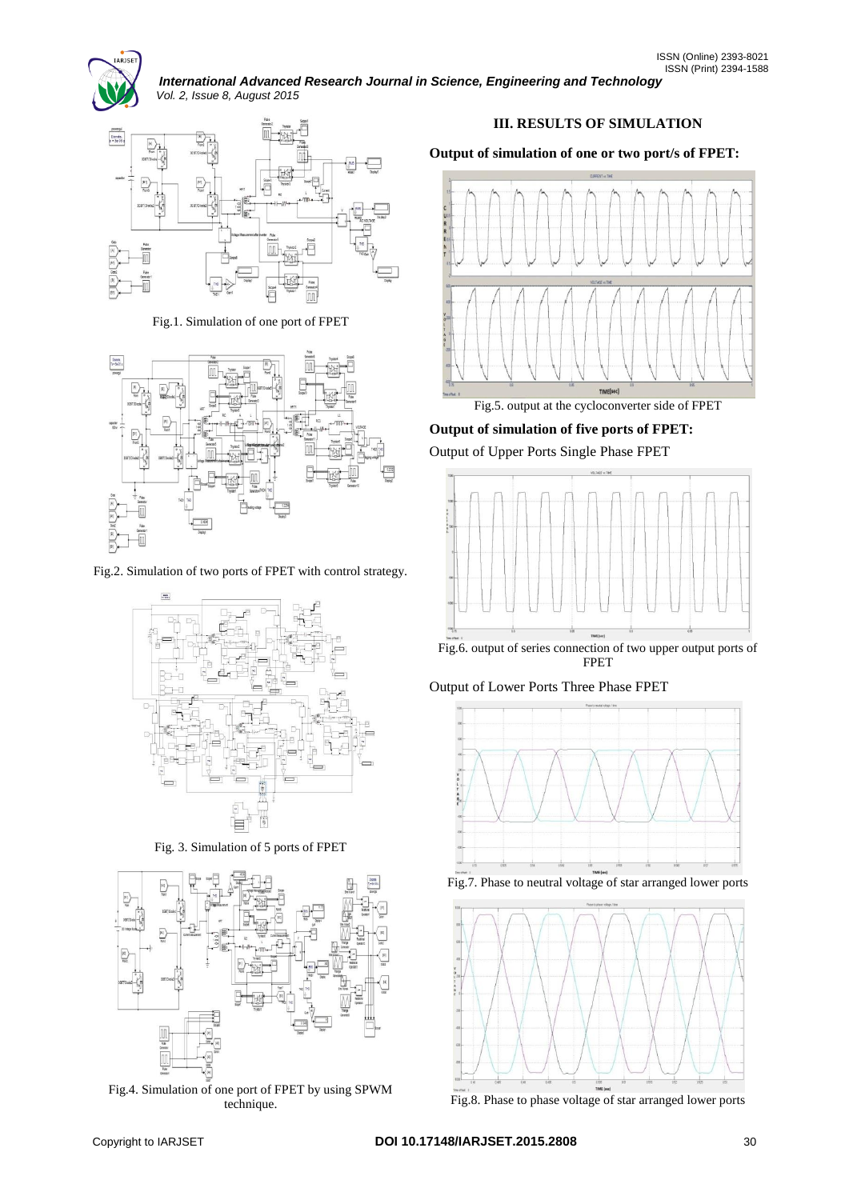Fig.1. Simulation of one port of FPET

Fig.2. Simulation of two ports of FPET with control strategy.

Fig. 3. Simulation of 5 ports of FPET

Fig.4. Simulation of one port of FPET by using SPWM technique.

## III. RESULTS OF SIMULATION

**Output of simulation of one or two port/s of FPET:**

Fig.5. output at the cycloconverter side of FPET

**Output of simulation of five ports of FPET:**

Output of Upper Ports Single Phase FPET

Fig.6. output of series connection of two upper output ports of FPET

Output of Lower Ports Three Phase FPET

Fig.7. Phase to neutral voltage of star arranged lower ports

Fig.8. Phase to phase voltage of star arranged lower ports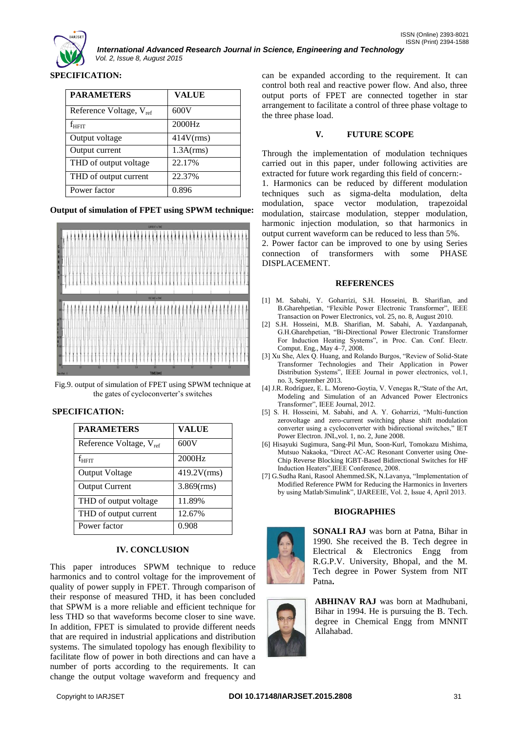### SPECIFICATION:

| PARAMETERS | VALUE |
| --- | --- |
| Reference Voltage, $V_{ref}$ | 600V |
| $f_{HFIT}$ | 2000Hz |
| Output voltage | 414V(rms) |
| Output current | 1.3A(rms) |
| THD of output voltage | 22.17% |
| THD of output current | 22.37% |
| Power factor | 0.896 |

**Output of simulation of FPET using SPWM technique:**

Fig.9. output of simulation of FPET using SPWM technique at the gates of cycloconverter's switches

### SPECIFICATION:

| PARAMETERS | VALUE |
| --- | --- |
| Reference Voltage, $V_{ref}$ | 600V |
| $f_{HFIT}$ | 2000Hz |
| Output Voltage | 419.2V(rms) |
| Output Current | 3.869(rms) |
| THD of output voltage | 11.89% |
| THD of output current | 12.67% |
| Power factor | 0.908 |

## IV. CONCLUSION

This paper introduces SPWM technique to reduce harmonics and to control voltage for the improvement of quality of power supply in FPET. Through comparison of their response of measured THD, it has been concluded that SPWM is a more reliable and efficient technique for less THD so that waveforms become closer to sine wave. In addition, FPET is simulated to provide different needs that are required in industrial applications and distribution systems. The simulated topology has enough flexibility to facilitate flow of power in both directions and can have a number of ports according to the requirements. It can change the output voltage waveform and frequency and can be expanded according to the requirement. It can control both real and reactive power flow. And also, three output ports of FPET are connected together in star arrangement to facilitate a control of three phase voltage to the three phase load.

## V. FUTURE SCOPE

Through the implementation of modulation techniques carried out in this paper, under following activities are extracted for future work regarding this field of concern:-

1. Harmonics can be reduced by different modulation techniques such as sigma-delta modulation, delta modulation, space vector modulation, trapezoidal modulation, staircase modulation, stepper modulation, harmonic injection modulation, so that harmonics in output current waveform can be reduced to less than 5%.
2. Power factor can be improved to one by using Series connection of transformers with some PHASE DISPLACEMENT.

## REFERENCES

[1] M. Sabahi, Y. Goharrizi, S.H. Hosseini, B. Sharifian, and B.Gharehpetian, "Flexible Power Electronic Transformer", IEEE Transaction on Power Electronics, vol. 25, no. 8, August 2010.

[2] S.H. Hosseini, M.B. Sharifian, M. Sabahi, A. Yazdanpanah, G.H.Gharehpetian, "Bi-Directional Power Electronic Transformer For Induction Heating Systems", in Proc. Can. Conf. Electr. Comput. Eng., May 4–7, 2008.

[3] Xu She, Alex Q. Huang, and Rolando Burgos, "Review of Solid-State Transformer Technologies and Their Application in Power Distribution Systems", IEEE Journal in power electronics, vol.1, no. 3, September 2013.

[4] J.R. Rodríguez, E. L. Moreno-Goytia, V. Venegas R,"State of the Art, Modeling and Simulation of an Advanced Power Electronics Transformer", IEEE Journal, 2012.

[5] S. H. Hosseini, M. Sabahi, and A. Y. Goharrizi, "Multi-function zerovoltage and zero-current switching phase shift modulation converter using a cycloconverter with bidirectional switches," IET Power Electron. JNL,vol. 1, no. 2, June 2008.

[6] Hisayuki Sugimura, Sang-Pil Mun, Soon-Kurl, Tomokazu Mishima, Mutsuo Nakaoka, "Direct AC-AC Resonant Converter using One-Chip Reverse Blocking IGBT-Based Bidirectional Switches for HF Induction Heaters",IEEE Conference, 2008.

[7] G.Sudha Rani, Rasool Ahemmed.SK, N.Lavanya, "Implementation of Modified Reference PWM for Reducing the Harmonics in Inverters by using Matlab/Simulink", IJAREEIE, Vol. 2, Issue 4, April 2013.

## BIOGRAPHIES

**SONALI RAJ** was born at Patna, Bihar in 1990. She received the B. Tech degree in Electrical & Electronics Engg from R.G.P.V. University, Bhopal, and the M. Tech degree in Power System from NIT Patna**.**

**ABHINAV RAJ** was born at Madhubani, Bihar in 1994. He is pursuing the B. Tech. degree in Chemical Engg from MNNIT Allahabad.